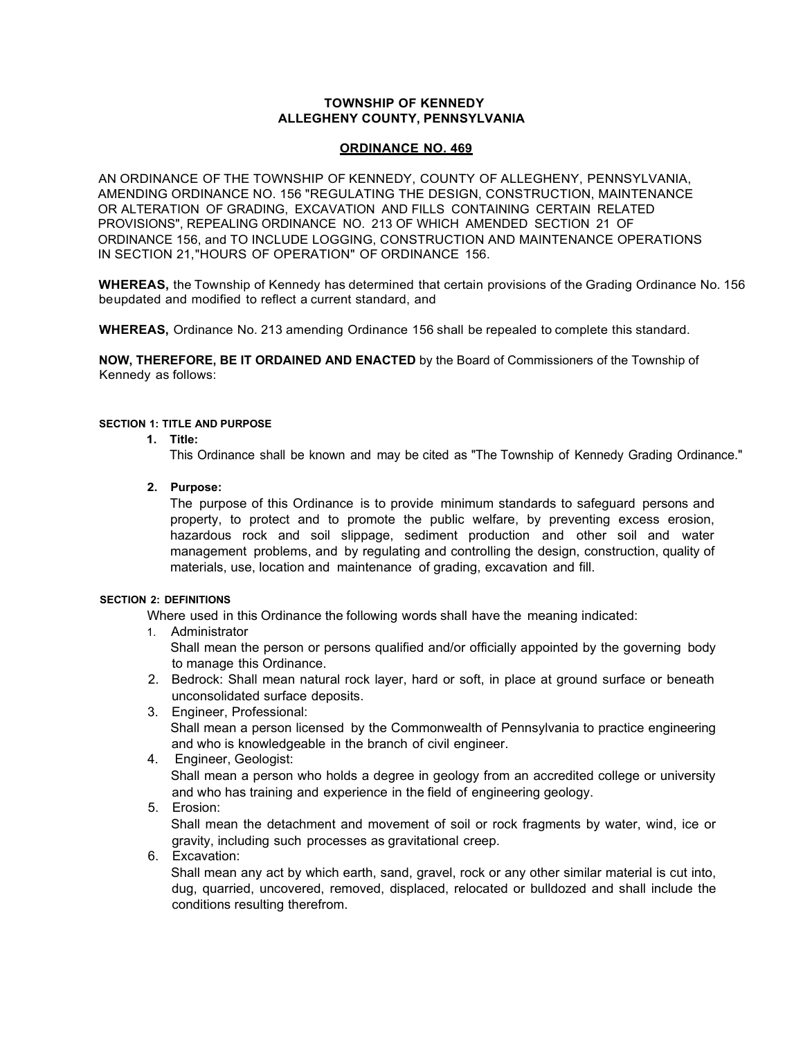**TOWNSHIP OF KENNEDY**
**ALLEGHENY COUNTY, PENNSYLVANIA**

**ORDINANCE NO. 469**

AN ORDINANCE OF THE TOWNSHIP OF KENNEDY, COUNTY OF ALLEGHENY, PENNSYLVANIA, AMENDING ORDINANCE NO. 156 "REGULATING THE DESIGN, CONSTRUCTION, MAINTENANCE OR ALTERATION OF GRADING, EXCAVATION AND FILLS CONTAINING CERTAIN RELATED PROVISIONS", REPEALING ORDINANCE NO. 213 OF WHICH AMENDED SECTION 21 OF ORDINANCE 156, and TO INCLUDE LOGGING, CONSTRUCTION AND MAINTENANCE OPERATIONS IN SECTION 21,"HOURS OF OPERATION" OF ORDINANCE 156.

**WHEREAS,** the Township of Kennedy has determined that certain provisions of the Grading Ordinance No. 156 beupdated and modified to reflect a current standard, and

**WHEREAS,** Ordinance No. 213 amending Ordinance 156 shall be repealed to complete this standard.

**NOW, THEREFORE, BE IT ORDAINED AND ENACTED** by the Board of Commissioners of the Township of Kennedy as follows:

#### SECTION 1: TITLE AND PURPOSE

1. **Title:**
   This Ordinance shall be known and may be cited as "The Township of Kennedy Grading Ordinance."

2. **Purpose:**
   The purpose of this Ordinance is to provide minimum standards to safeguard persons and property, to protect and to promote the public welfare, by preventing excess erosion, hazardous rock and soil slippage, sediment production and other soil and water management problems, and by regulating and controlling the design, construction, quality of materials, use, location and maintenance of grading, excavation and fill.

#### SECTION 2: DEFINITIONS

Where used in this Ordinance the following words shall have the meaning indicated:

1. Administrator
   Shall mean the person or persons qualified and/or officially appointed by the governing body to manage this Ordinance.
2. Bedrock: Shall mean natural rock layer, hard or soft, in place at ground surface or beneath unconsolidated surface deposits.
3. Engineer, Professional:
   Shall mean a person licensed by the Commonwealth of Pennsylvania to practice engineering and who is knowledgeable in the branch of civil engineer.
4. Engineer, Geologist:
   Shall mean a person who holds a degree in geology from an accredited college or university and who has training and experience in the field of engineering geology.
5. Erosion:
   Shall mean the detachment and movement of soil or rock fragments by water, wind, ice or gravity, including such processes as gravitational creep.
6. Excavation:
   Shall mean any act by which earth, sand, gravel, rock or any other similar material is cut into, dug, quarried, uncovered, removed, displaced, relocated or bulldozed and shall include the conditions resulting therefrom.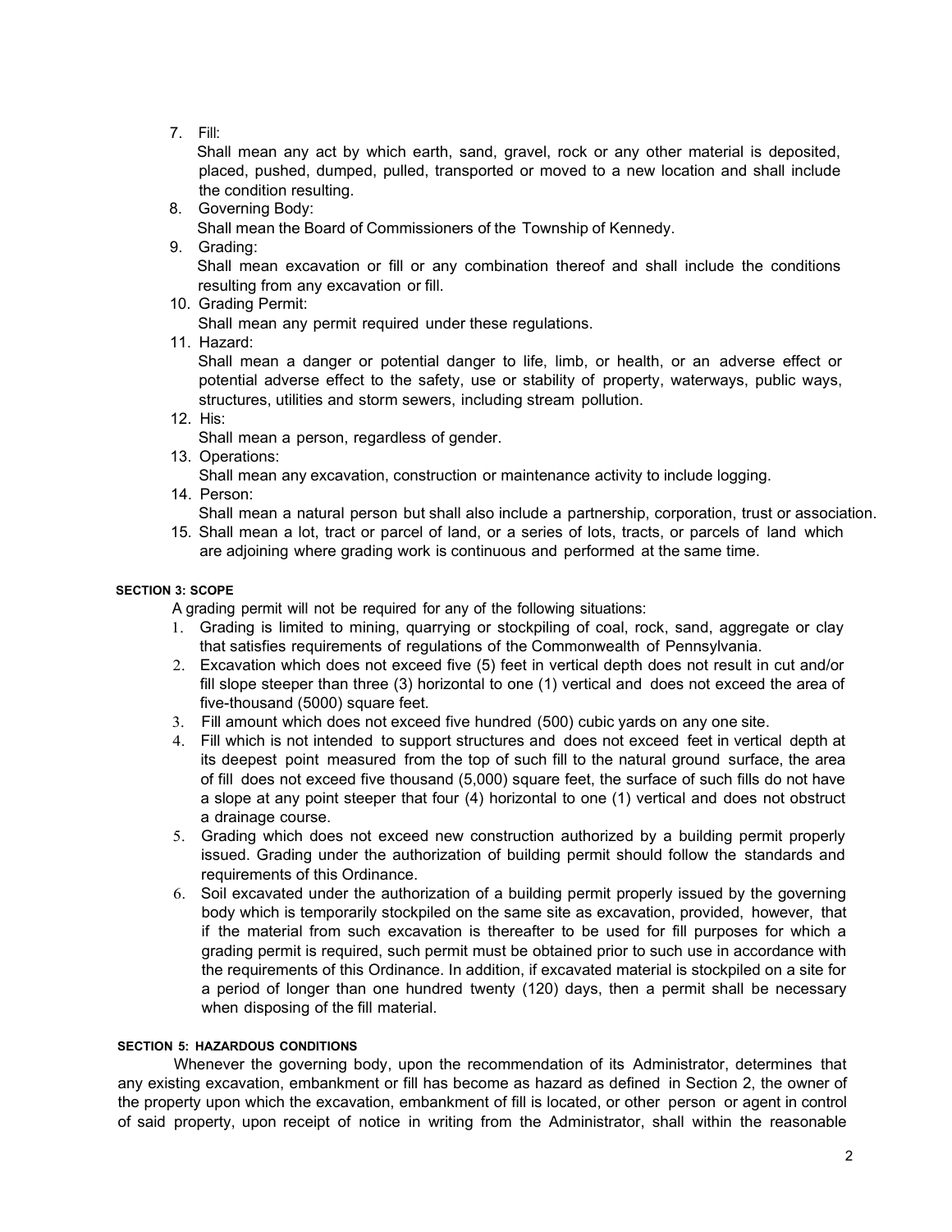7. Fill:
   Shall mean any act by which earth, sand, gravel, rock or any other material is deposited, placed, pushed, dumped, pulled, transported or moved to a new location and shall include the condition resulting.
8. Governing Body:
   Shall mean the Board of Commissioners of the Township of Kennedy.
9. Grading:
   Shall mean excavation or fill or any combination thereof and shall include the conditions resulting from any excavation or fill.
10. Grading Permit:
    Shall mean any permit required under these regulations.
11. Hazard:
    Shall mean a danger or potential danger to life, limb, or health, or an adverse effect or potential adverse effect to the safety, use or stability of property, waterways, public ways, structures, utilities and storm sewers, including stream pollution.
12. His:
    Shall mean a person, regardless of gender.
13. Operations:
    Shall mean any excavation, construction or maintenance activity to include logging.
14. Person:
    Shall mean a natural person but shall also include a partnership, corporation, trust or association.
15. Shall mean a lot, tract or parcel of land, or a series of lots, tracts, or parcels of land which are adjoining where grading work is continuous and performed at the same time.

**SECTION 3: SCOPE**

A grading permit will not be required for any of the following situations:

1. Grading is limited to mining, quarrying or stockpiling of coal, rock, sand, aggregate or clay that satisfies requirements of regulations of the Commonwealth of Pennsylvania.
2. Excavation which does not exceed five (5) feet in vertical depth does not result in cut and/or fill slope steeper than three (3) horizontal to one (1) vertical and does not exceed the area of five-thousand (5000) square feet.
3. Fill amount which does not exceed five hundred (500) cubic yards on any one site.
4. Fill which is not intended to support structures and does not exceed feet in vertical depth at its deepest point measured from the top of such fill to the natural ground surface, the area of fill does not exceed five thousand (5,000) square feet, the surface of such fills do not have a slope at any point steeper that four (4) horizontal to one (1) vertical and does not obstruct a drainage course.
5. Grading which does not exceed new construction authorized by a building permit properly issued. Grading under the authorization of building permit should follow the standards and requirements of this Ordinance.
6. Soil excavated under the authorization of a building permit properly issued by the governing body which is temporarily stockpiled on the same site as excavation, provided, however, that if the material from such excavation is thereafter to be used for fill purposes for which a grading permit is required, such permit must be obtained prior to such use in accordance with the requirements of this Ordinance. In addition, if excavated material is stockpiled on a site for a period of longer than one hundred twenty (120) days, then a permit shall be necessary when disposing of the fill material.

**SECTION 5: HAZARDOUS CONDITIONS**

Whenever the governing body, upon the recommendation of its Administrator, determines that any existing excavation, embankment or fill has become as hazard as defined in Section 2, the owner of the property upon which the excavation, embankment of fill is located, or other person or agent in control of said property, upon receipt of notice in writing from the Administrator, shall within the reasonable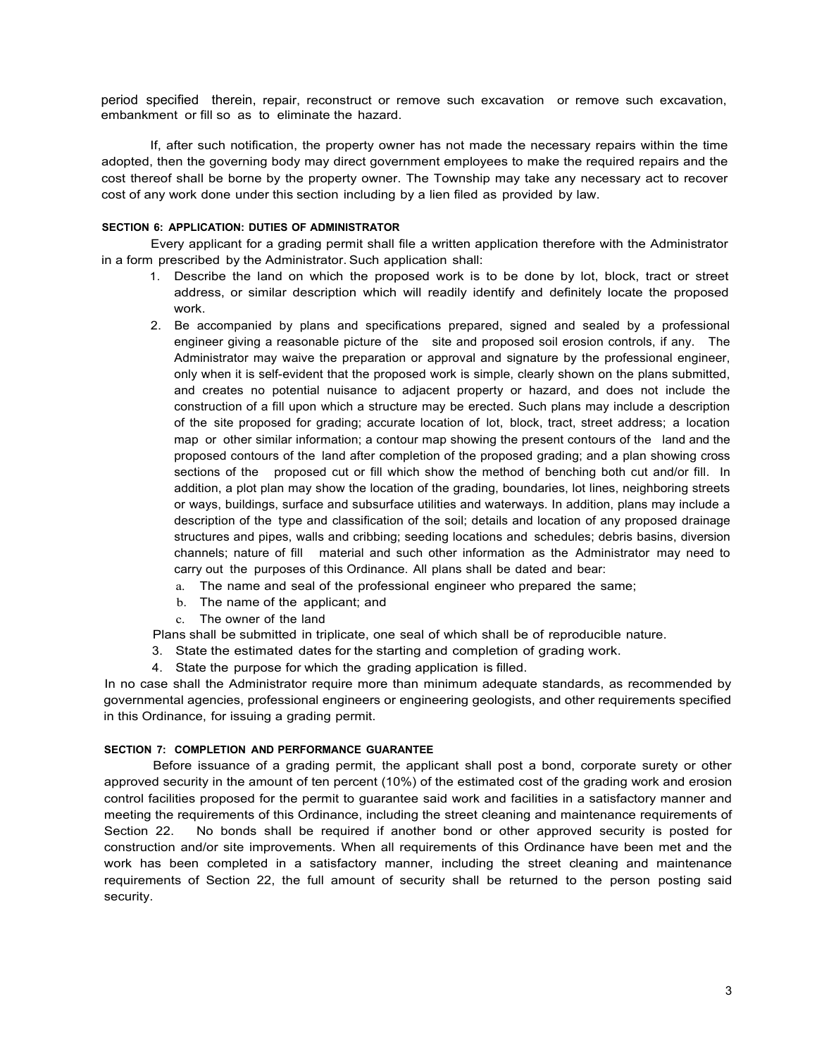period specified therein, repair, reconstruct or remove such excavation or remove such excavation, embankment or fill so as to eliminate the hazard.

If, after such notification, the property owner has not made the necessary repairs within the time adopted, then the governing body may direct government employees to make the required repairs and the cost thereof shall be borne by the property owner. The Township may take any necessary act to recover cost of any work done under this section including by a lien filed as provided by law.

#### SECTION 6: APPLICATION: DUTIES OF ADMINISTRATOR

Every applicant for a grading permit shall file a written application therefore with the Administrator in a form prescribed by the Administrator. Such application shall:

1. Describe the land on which the proposed work is to be done by lot, block, tract or street address, or similar description which will readily identify and definitely locate the proposed work.
2. Be accompanied by plans and specifications prepared, signed and sealed by a professional engineer giving a reasonable picture of the site and proposed soil erosion controls, if any. The Administrator may waive the preparation or approval and signature by the professional engineer, only when it is self-evident that the proposed work is simple, clearly shown on the plans submitted, and creates no potential nuisance to adjacent property or hazard, and does not include the construction of a fill upon which a structure may be erected. Such plans may include a description of the site proposed for grading; accurate location of lot, block, tract, street address; a location map or other similar information; a contour map showing the present contours of the land and the proposed contours of the land after completion of the proposed grading; and a plan showing cross sections of the proposed cut or fill which show the method of benching both cut and/or fill. In addition, a plot plan may show the location of the grading, boundaries, lot lines, neighboring streets or ways, buildings, surface and subsurface utilities and waterways. In addition, plans may include a description of the type and classification of the soil; details and location of any proposed drainage structures and pipes, walls and cribbing; seeding locations and schedules; debris basins, diversion channels; nature of fill material and such other information as the Administrator may need to carry out the purposes of this Ordinance. All plans shall be dated and bear:
   a. The name and seal of the professional engineer who prepared the same;
   b. The name of the applicant; and
   c. The owner of the land

   Plans shall be submitted in triplicate, one seal of which shall be of reproducible nature.
3. State the estimated dates for the starting and completion of grading work.
4. State the purpose for which the grading application is filled.

In no case shall the Administrator require more than minimum adequate standards, as recommended by governmental agencies, professional engineers or engineering geologists, and other requirements specified in this Ordinance, for issuing a grading permit.

#### SECTION 7: COMPLETION AND PERFORMANCE GUARANTEE

Before issuance of a grading permit, the applicant shall post a bond, corporate surety or other approved security in the amount of ten percent (10%) of the estimated cost of the grading work and erosion control facilities proposed for the permit to guarantee said work and facilities in a satisfactory manner and meeting the requirements of this Ordinance, including the street cleaning and maintenance requirements of Section 22. No bonds shall be required if another bond or other approved security is posted for construction and/or site improvements. When all requirements of this Ordinance have been met and the work has been completed in a satisfactory manner, including the street cleaning and maintenance requirements of Section 22, the full amount of security shall be returned to the person posting said security.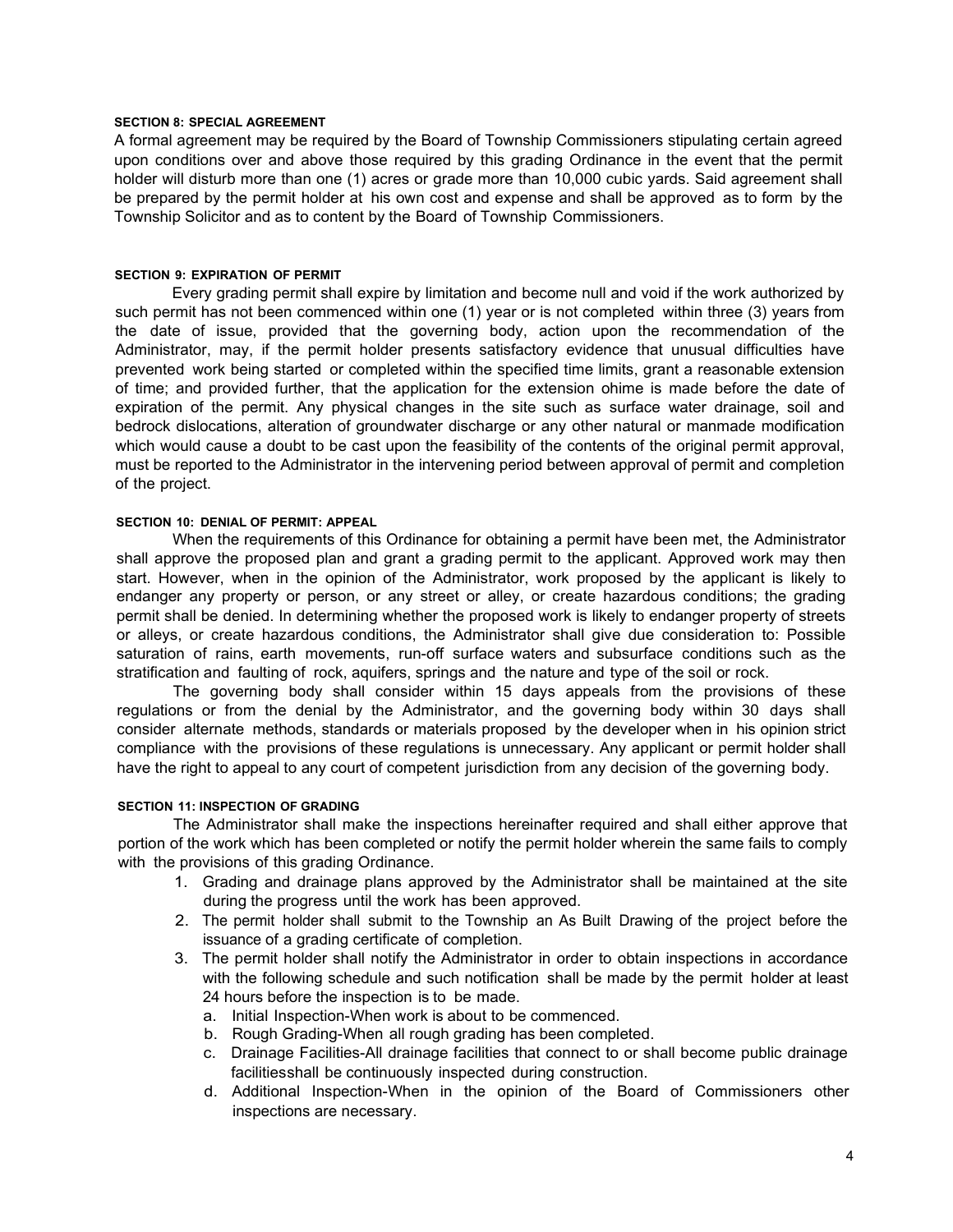#### SECTION 8: SPECIAL AGREEMENT

A formal agreement may be required by the Board of Township Commissioners stipulating certain agreed upon conditions over and above those required by this grading Ordinance in the event that the permit holder will disturb more than one (1) acres or grade more than 10,000 cubic yards. Said agreement shall be prepared by the permit holder at his own cost and expense and shall be approved as to form by the Township Solicitor and as to content by the Board of Township Commissioners.

#### SECTION 9: EXPIRATION OF PERMIT

Every grading permit shall expire by limitation and become null and void if the work authorized by such permit has not been commenced within one (1) year or is not completed within three (3) years from the date of issue, provided that the governing body, action upon the recommendation of the Administrator, may, if the permit holder presents satisfactory evidence that unusual difficulties have prevented work being started or completed within the specified time limits, grant a reasonable extension of time; and provided further, that the application for the extension ohime is made before the date of expiration of the permit. Any physical changes in the site such as surface water drainage, soil and bedrock dislocations, alteration of groundwater discharge or any other natural or manmade modification which would cause a doubt to be cast upon the feasibility of the contents of the original permit approval, must be reported to the Administrator in the intervening period between approval of permit and completion of the project.

#### SECTION 10: DENIAL OF PERMIT: APPEAL

When the requirements of this Ordinance for obtaining a permit have been met, the Administrator shall approve the proposed plan and grant a grading permit to the applicant. Approved work may then start. However, when in the opinion of the Administrator, work proposed by the applicant is likely to endanger any property or person, or any street or alley, or create hazardous conditions; the grading permit shall be denied. In determining whether the proposed work is likely to endanger property of streets or alleys, or create hazardous conditions, the Administrator shall give due consideration to: Possible saturation of rains, earth movements, run-off surface waters and subsurface conditions such as the stratification and faulting of rock, aquifers, springs and the nature and type of the soil or rock.

The governing body shall consider within 15 days appeals from the provisions of these regulations or from the denial by the Administrator, and the governing body within 30 days shall consider alternate methods, standards or materials proposed by the developer when in his opinion strict compliance with the provisions of these regulations is unnecessary. Any applicant or permit holder shall have the right to appeal to any court of competent jurisdiction from any decision of the governing body.

#### SECTION 11: INSPECTION OF GRADING

The Administrator shall make the inspections hereinafter required and shall either approve that portion of the work which has been completed or notify the permit holder wherein the same fails to comply with the provisions of this grading Ordinance.

1. Grading and drainage plans approved by the Administrator shall be maintained at the site during the progress until the work has been approved.
2. The permit holder shall submit to the Township an As Built Drawing of the project before the issuance of a grading certificate of completion.
3. The permit holder shall notify the Administrator in order to obtain inspections in accordance with the following schedule and such notification shall be made by the permit holder at least 24 hours before the inspection is to be made.
   a. Initial Inspection-When work is about to be commenced.
   b. Rough Grading-When all rough grading has been completed.
   c. Drainage Facilities-All drainage facilities that connect to or shall become public drainage facilitiesshall be continuously inspected during construction.
   d. Additional Inspection-When in the opinion of the Board of Commissioners other inspections are necessary.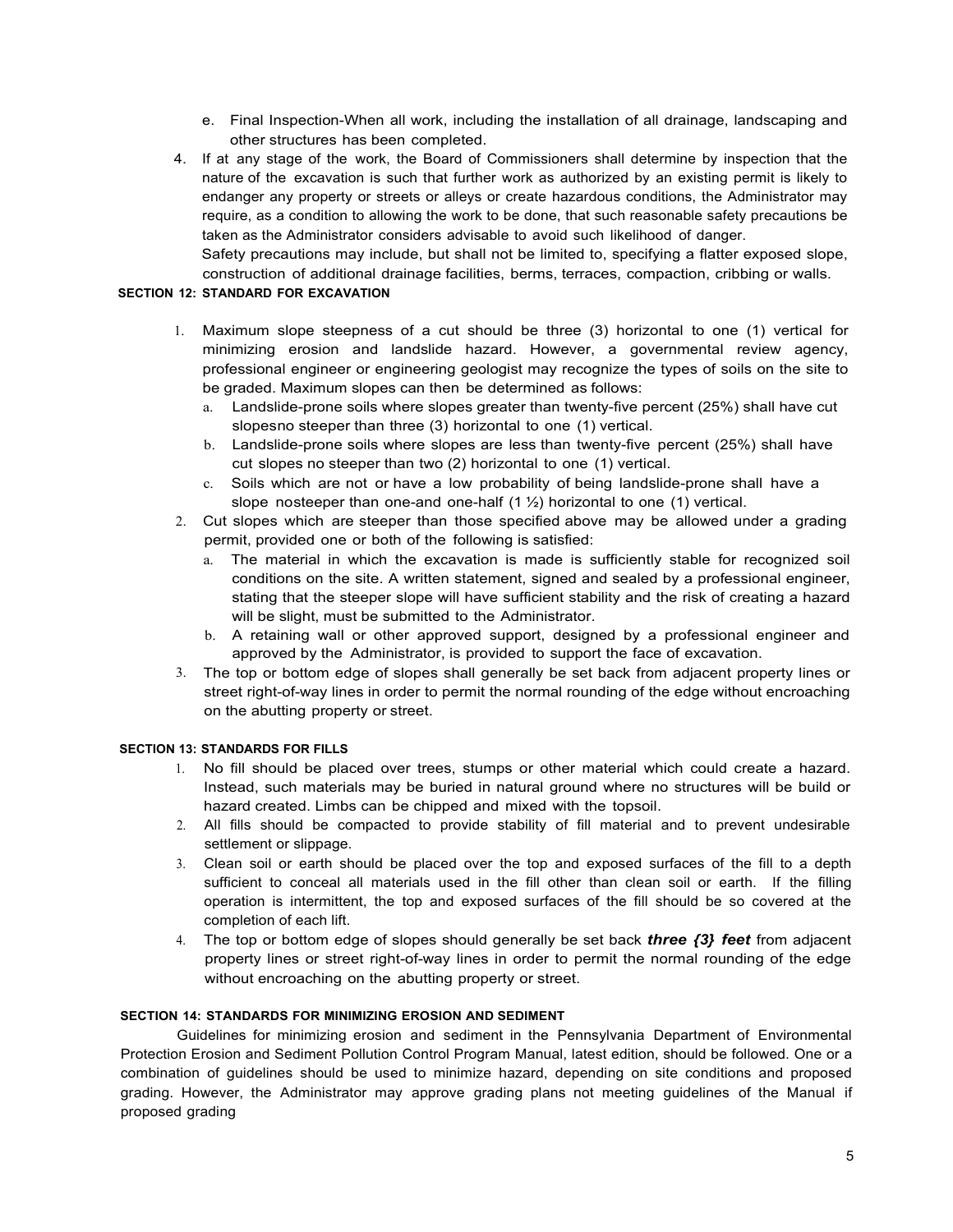e. Final Inspection-When all work, including the installation of all drainage, landscaping and other structures has been completed.

4. If at any stage of the work, the Board of Commissioners shall determine by inspection that the nature of the excavation is such that further work as authorized by an existing permit is likely to endanger any property or streets or alleys or create hazardous conditions, the Administrator may require, as a condition to allowing the work to be done, that such reasonable safety precautions be taken as the Administrator considers advisable to avoid such likelihood of danger.
   Safety precautions may include, but shall not be limited to, specifying a flatter exposed slope, construction of additional drainage facilities, berms, terraces, compaction, cribbing or walls.

**SECTION 12: STANDARD FOR EXCAVATION**

1. Maximum slope steepness of a cut should be three (3) horizontal to one (1) vertical for minimizing erosion and landslide hazard. However, a governmental review agency, professional engineer or engineering geologist may recognize the types of soils on the site to be graded. Maximum slopes can then be determined as follows:
   a. Landslide-prone soils where slopes greater than twenty-five percent (25%) shall have cut slopesno steeper than three (3) horizontal to one (1) vertical.
   b. Landslide-prone soils where slopes are less than twenty-five percent (25%) shall have cut slopes no steeper than two (2) horizontal to one (1) vertical.
   c. Soils which are not or have a low probability of being landslide-prone shall have a slope nosteeper than one-and one-half (1 ½) horizontal to one (1) vertical.
2. Cut slopes which are steeper than those specified above may be allowed under a grading permit, provided one or both of the following is satisfied:
   a. The material in which the excavation is made is sufficiently stable for recognized soil conditions on the site. A written statement, signed and sealed by a professional engineer, stating that the steeper slope will have sufficient stability and the risk of creating a hazard will be slight, must be submitted to the Administrator.
   b. A retaining wall or other approved support, designed by a professional engineer and approved by the Administrator, is provided to support the face of excavation.
3. The top or bottom edge of slopes shall generally be set back from adjacent property lines or street right-of-way lines in order to permit the normal rounding of the edge without encroaching on the abutting property or street.

**SECTION 13: STANDARDS FOR FILLS**

1. No fill should be placed over trees, stumps or other material which could create a hazard. Instead, such materials may be buried in natural ground where no structures will be build or hazard created. Limbs can be chipped and mixed with the topsoil.
2. All fills should be compacted to provide stability of fill material and to prevent undesirable settlement or slippage.
3. Clean soil or earth should be placed over the top and exposed surfaces of the fill to a depth sufficient to conceal all materials used in the fill other than clean soil or earth. If the filling operation is intermittent, the top and exposed surfaces of the fill should be so covered at the completion of each lift.
4. The top or bottom edge of slopes should generally be set back ***three {3} feet*** from adjacent property lines or street right-of-way lines in order to permit the normal rounding of the edge without encroaching on the abutting property or street.

**SECTION 14: STANDARDS FOR MINIMIZING EROSION AND SEDIMENT**

Guidelines for minimizing erosion and sediment in the Pennsylvania Department of Environmental Protection Erosion and Sediment Pollution Control Program Manual, latest edition, should be followed. One or a combination of guidelines should be used to minimize hazard, depending on site conditions and proposed grading. However, the Administrator may approve grading plans not meeting guidelines of the Manual if proposed grading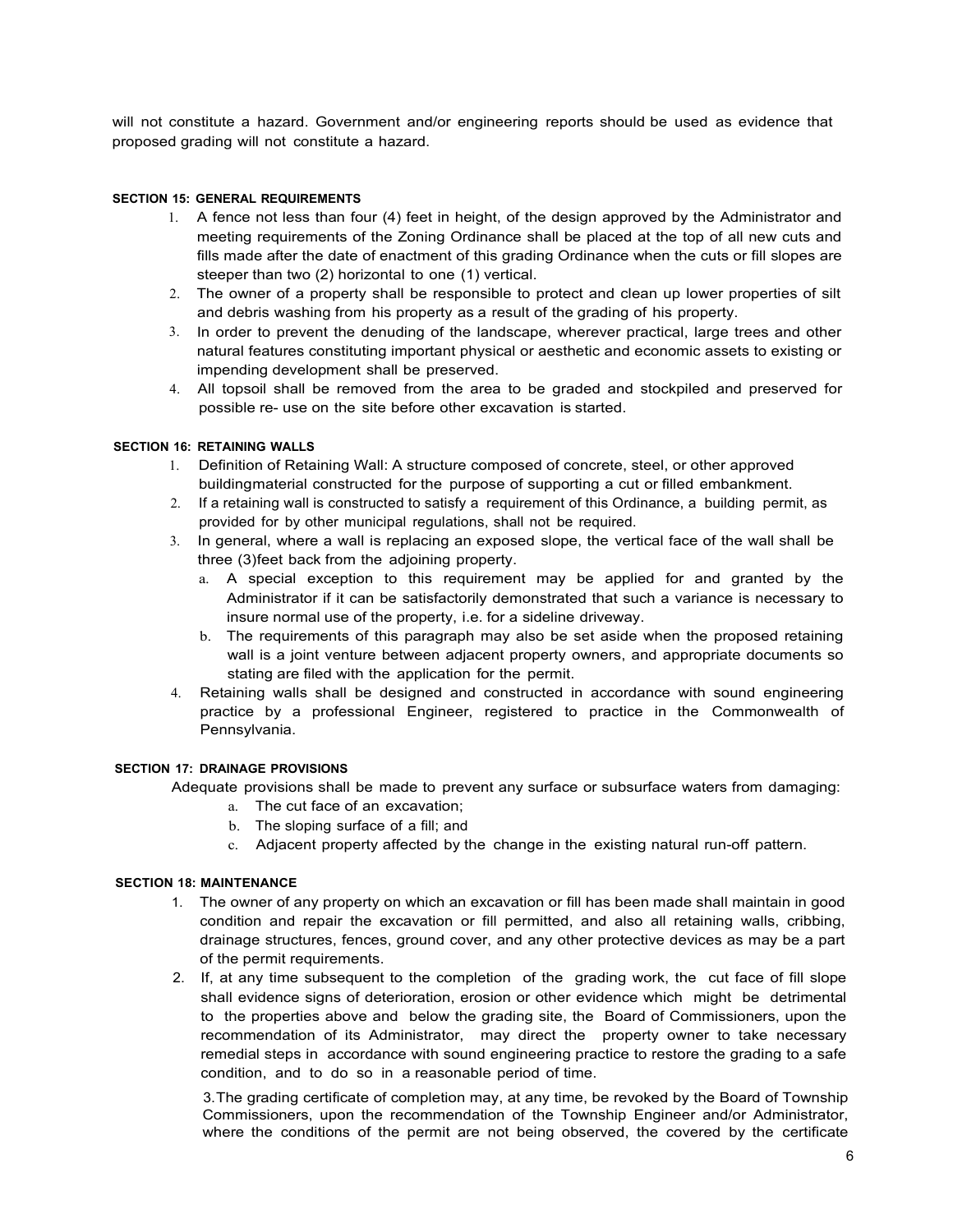will not constitute a hazard. Government and/or engineering reports should be used as evidence that proposed grading will not constitute a hazard.

#### SECTION 15: GENERAL REQUIREMENTS

1. A fence not less than four (4) feet in height, of the design approved by the Administrator and meeting requirements of the Zoning Ordinance shall be placed at the top of all new cuts and fills made after the date of enactment of this grading Ordinance when the cuts or fill slopes are steeper than two (2) horizontal to one (1) vertical.
2. The owner of a property shall be responsible to protect and clean up lower properties of silt and debris washing from his property as a result of the grading of his property.
3. In order to prevent the denuding of the landscape, wherever practical, large trees and other natural features constituting important physical or aesthetic and economic assets to existing or impending development shall be preserved.
4. All topsoil shall be removed from the area to be graded and stockpiled and preserved for possible re- use on the site before other excavation is started.

#### SECTION 16: RETAINING WALLS

1. Definition of Retaining Wall: A structure composed of concrete, steel, or other approved buildingmaterial constructed for the purpose of supporting a cut or filled embankment.
2. If a retaining wall is constructed to satisfy a requirement of this Ordinance, a building permit, as provided for by other municipal regulations, shall not be required.
3. In general, where a wall is replacing an exposed slope, the vertical face of the wall shall be three (3)feet back from the adjoining property.
   a. A special exception to this requirement may be applied for and granted by the Administrator if it can be satisfactorily demonstrated that such a variance is necessary to insure normal use of the property, i.e. for a sideline driveway.
   b. The requirements of this paragraph may also be set aside when the proposed retaining wall is a joint venture between adjacent property owners, and appropriate documents so stating are filed with the application for the permit.
4. Retaining walls shall be designed and constructed in accordance with sound engineering practice by a professional Engineer, registered to practice in the Commonwealth of Pennsylvania.

#### SECTION 17: DRAINAGE PROVISIONS

Adequate provisions shall be made to prevent any surface or subsurface waters from damaging:

a. The cut face of an excavation;
b. The sloping surface of a fill; and
c. Adjacent property affected by the change in the existing natural run-off pattern.

#### SECTION 18: MAINTENANCE

1. The owner of any property on which an excavation or fill has been made shall maintain in good condition and repair the excavation or fill permitted, and also all retaining walls, cribbing, drainage structures, fences, ground cover, and any other protective devices as may be a part of the permit requirements.
2. If, at any time subsequent to the completion of the grading work, the cut face of fill slope shall evidence signs of deterioration, erosion or other evidence which might be detrimental to the properties above and below the grading site, the Board of Commissioners, upon the recommendation of its Administrator, may direct the property owner to take necessary remedial steps in accordance with sound engineering practice to restore the grading to a safe condition, and to do so in a reasonable period of time.
3. The grading certificate of completion may, at any time, be revoked by the Board of Township Commissioners, upon the recommendation of the Township Engineer and/or Administrator, where the conditions of the permit are not being observed, the covered by the certificate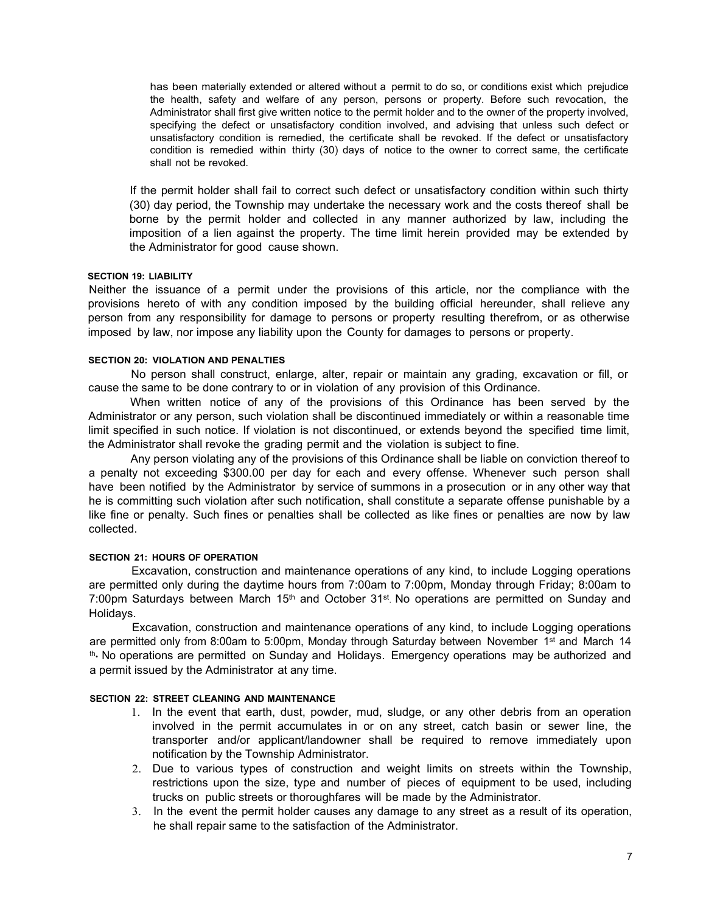has been materially extended or altered without a permit to do so, or conditions exist which prejudice the health, safety and welfare of any person, persons or property. Before such revocation, the Administrator shall first give written notice to the permit holder and to the owner of the property involved, specifying the defect or unsatisfactory condition involved, and advising that unless such defect or unsatisfactory condition is remedied, the certificate shall be revoked. If the defect or unsatisfactory condition is remedied within thirty (30) days of notice to the owner to correct same, the certificate shall not be revoked.

If the permit holder shall fail to correct such defect or unsatisfactory condition within such thirty (30) day period, the Township may undertake the necessary work and the costs thereof shall be borne by the permit holder and collected in any manner authorized by law, including the imposition of a lien against the property. The time limit herein provided may be extended by the Administrator for good cause shown.

#### SECTION 19: LIABILITY

Neither the issuance of a permit under the provisions of this article, nor the compliance with the provisions hereto of with any condition imposed by the building official hereunder, shall relieve any person from any responsibility for damage to persons or property resulting therefrom, or as otherwise imposed by law, nor impose any liability upon the County for damages to persons or property.

#### SECTION 20: VIOLATION AND PENALTIES

No person shall construct, enlarge, alter, repair or maintain any grading, excavation or fill, or cause the same to be done contrary to or in violation of any provision of this Ordinance.

When written notice of any of the provisions of this Ordinance has been served by the Administrator or any person, such violation shall be discontinued immediately or within a reasonable time limit specified in such notice. If violation is not discontinued, or extends beyond the specified time limit, the Administrator shall revoke the grading permit and the violation is subject to fine.

Any person violating any of the provisions of this Ordinance shall be liable on conviction thereof to a penalty not exceeding $300.00 per day for each and every offense. Whenever such person shall have been notified by the Administrator by service of summons in a prosecution or in any other way that he is committing such violation after such notification, shall constitute a separate offense punishable by a like fine or penalty. Such fines or penalties shall be collected as like fines or penalties are now by law collected.

#### SECTION 21: HOURS OF OPERATION

Excavation, construction and maintenance operations of any kind, to include Logging operations are permitted only during the daytime hours from 7:00am to 7:00pm, Monday through Friday; 8:00am to 7:00pm Saturdays between March 15th and October 31st. No operations are permitted on Sunday and Holidays.

Excavation, construction and maintenance operations of any kind, to include Logging operations are permitted only from 8:00am to 5:00pm, Monday through Saturday between November 1st and March 14th. No operations are permitted on Sunday and Holidays. Emergency operations may be authorized and a permit issued by the Administrator at any time.

#### SECTION 22: STREET CLEANING AND MAINTENANCE

1. In the event that earth, dust, powder, mud, sludge, or any other debris from an operation involved in the permit accumulates in or on any street, catch basin or sewer line, the transporter and/or applicant/landowner shall be required to remove immediately upon notification by the Township Administrator.
2. Due to various types of construction and weight limits on streets within the Township, restrictions upon the size, type and number of pieces of equipment to be used, including trucks on public streets or thoroughfares will be made by the Administrator.
3. In the event the permit holder causes any damage to any street as a result of its operation, he shall repair same to the satisfaction of the Administrator.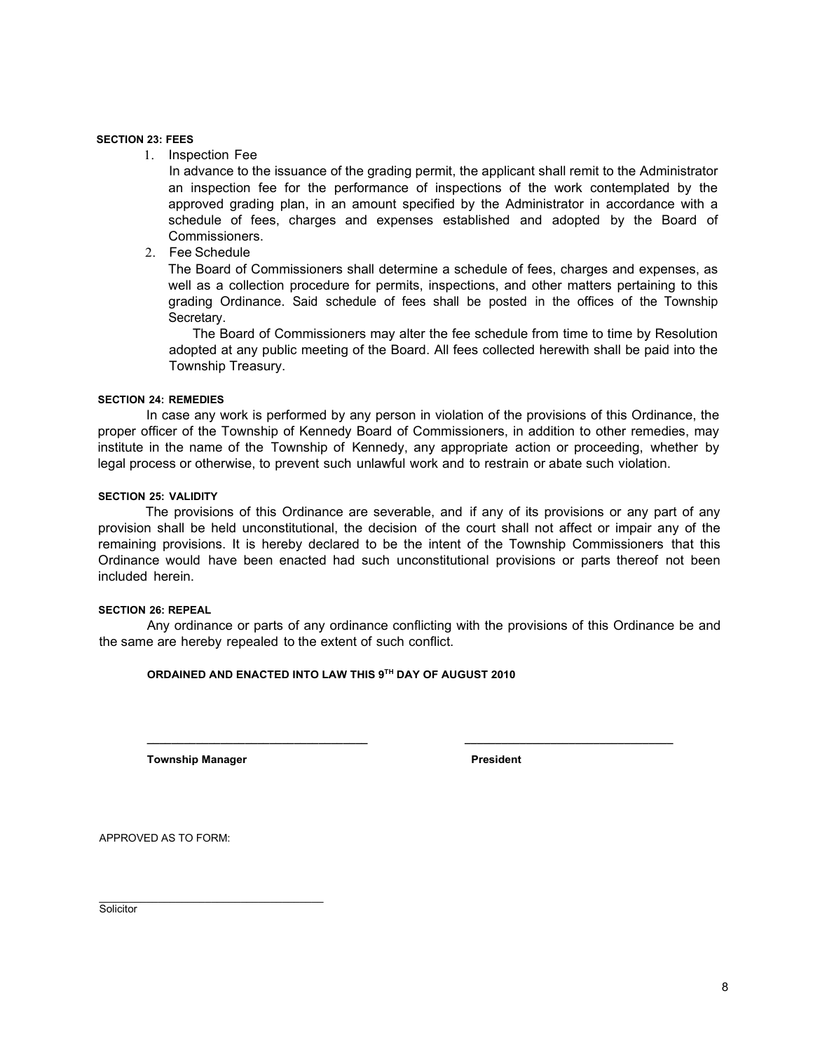**SECTION 23: FEES**

1. Inspection Fee

   In advance to the issuance of the grading permit, the applicant shall remit to the Administrator an inspection fee for the performance of inspections of the work contemplated by the approved grading plan, in an amount specified by the Administrator in accordance with a schedule of fees, charges and expenses established and adopted by the Board of Commissioners.

2. Fee Schedule

   The Board of Commissioners shall determine a schedule of fees, charges and expenses, as well as a collection procedure for permits, inspections, and other matters pertaining to this grading Ordinance. Said schedule of fees shall be posted in the offices of the Township Secretary.

   The Board of Commissioners may alter the fee schedule from time to time by Resolution adopted at any public meeting of the Board. All fees collected herewith shall be paid into the Township Treasury.

**SECTION 24: REMEDIES**

In case any work is performed by any person in violation of the provisions of this Ordinance, the proper officer of the Township of Kennedy Board of Commissioners, in addition to other remedies, may institute in the name of the Township of Kennedy, any appropriate action or proceeding, whether by legal process or otherwise, to prevent such unlawful work and to restrain or abate such violation.

**SECTION 25: VALIDITY**

The provisions of this Ordinance are severable, and if any of its provisions or any part of any provision shall be held unconstitutional, the decision of the court shall not affect or impair any of the remaining provisions. It is hereby declared to be the intent of the Township Commissioners that this Ordinance would have been enacted had such unconstitutional provisions or parts thereof not been included herein.

**SECTION 26: REPEAL**

Any ordinance or parts of any ordinance conflicting with the provisions of this Ordinance be and the same are hereby repealed to the extent of such conflict.

**ORDAINED AND ENACTED INTO LAW THIS 9TH DAY OF AUGUST 2010**

\_\_\_\_\_\_\_\_\_\_\_\_\_\_\_\_\_\_\_\_\_\_\_\_\_\_\_\_\_\_\_\_
**Township Manager**

\_\_\_\_\_\_\_\_\_\_\_\_\_\_\_\_\_\_\_\_\_\_\_\_\_\_\_\_\_\_\_\_
**President**

APPROVED AS TO FORM:

\_\_\_\_\_\_\_\_\_\_\_\_\_\_\_\_\_\_\_\_\_\_\_\_\_\_\_\_\_\_\_\_
Solicitor